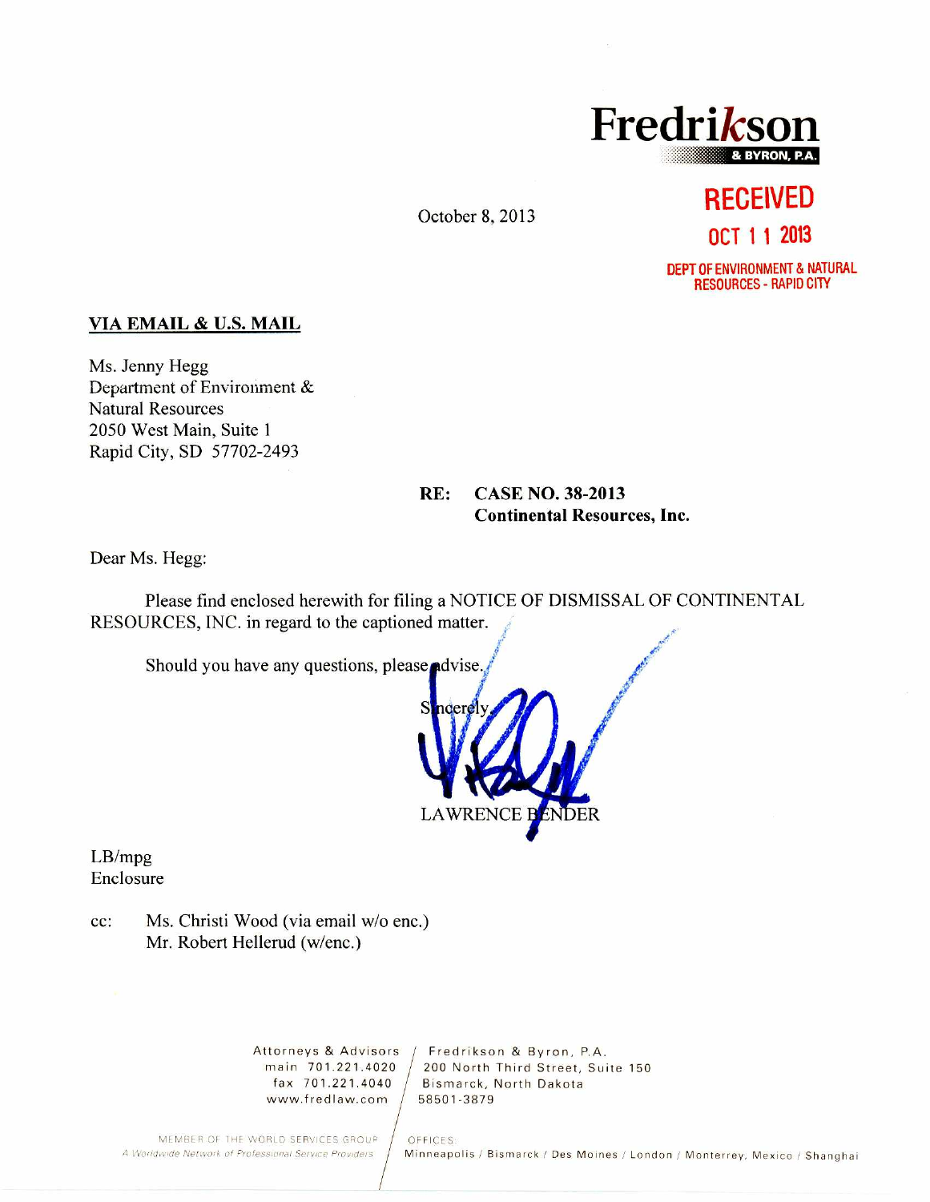**Fredrikson**
**& BYRON, P.A.**

October 8, 2013

RECEIVED
OCT 11 2013
DEPT OF ENVIRONMENT & NATURAL RESOURCES - RAPID CITY

**VIA EMAIL & U.S. MAIL**

Ms. Jenny Hegg
Department of Environment &
Natural Resources
2050 West Main, Suite 1
Rapid City, SD 57702-2493

**RE: CASE NO. 38-2013**
**Continental Resources, Inc.**

Dear Ms. Hegg:

Please find enclosed herewith for filing a NOTICE OF DISMISSAL OF CONTINENTAL RESOURCES, INC. in regard to the captioned matter.

Should you have any questions, please advise.

Sincerely,

LAWRENCE BENDER

LB/mpg
Enclosure

cc: Ms. Christi Wood (via email w/o enc.)
Mr. Robert Hellerud (w/enc.)

Attorneys & Advisors
main 701.221.4020
fax 701.221.4040
www.fredlaw.com

Fredrikson & Byron, P.A.
200 North Third Street, Suite 150
Bismarck, North Dakota
58501-3879

MEMBER OF THE WORLD SERVICES GROUP
A Worldwide Network of Professional Service Providers

OFFICES:
Minneapolis / Bismarck / Des Moines / London / Monterrey, Mexico / Shanghai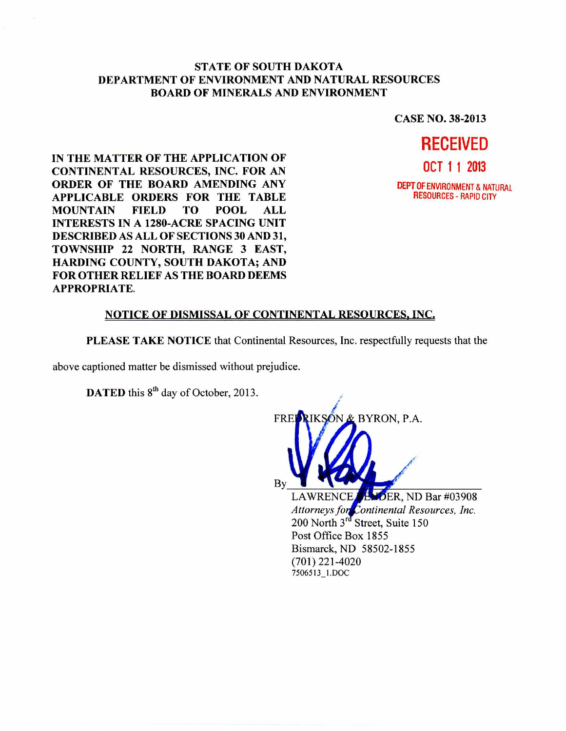STATE OF SOUTH DAKOTA
DEPARTMENT OF ENVIRONMENT AND NATURAL RESOURCES
BOARD OF MINERALS AND ENVIRONMENT

**CASE NO. 38-2013**

RECEIVED
OCT 11 2013
DEPT OF ENVIRONMENT & NATURAL RESOURCES - RAPID CITY

**IN THE MATTER OF THE APPLICATION OF CONTINENTAL RESOURCES, INC. FOR AN ORDER OF THE BOARD AMENDING ANY APPLICABLE ORDERS FOR THE TABLE MOUNTAIN FIELD TO POOL ALL INTERESTS IN A 1280-ACRE SPACING UNIT DESCRIBED AS ALL OF SECTIONS 30 AND 31, TOWNSHIP 22 NORTH, RANGE 3 EAST, HARDING COUNTY, SOUTH DAKOTA; AND FOR OTHER RELIEF AS THE BOARD DEEMS APPROPRIATE.**

**NOTICE OF DISMISSAL OF CONTINENTAL RESOURCES, INC.**

**PLEASE TAKE NOTICE** that Continental Resources, Inc. respectfully requests that the above captioned matter be dismissed without prejudice.

**DATED** this 8th day of October, 2013.

FREDRIKSON & BYRON, P.A.

By______________________________
LAWRENCE BENDER, ND Bar #03908
*Attorneys for Continental Resources, Inc.*
200 North 3rd Street, Suite 150
Post Office Box 1855
Bismarck, ND 58502-1855
(701) 221-4020
7506513_1.DOC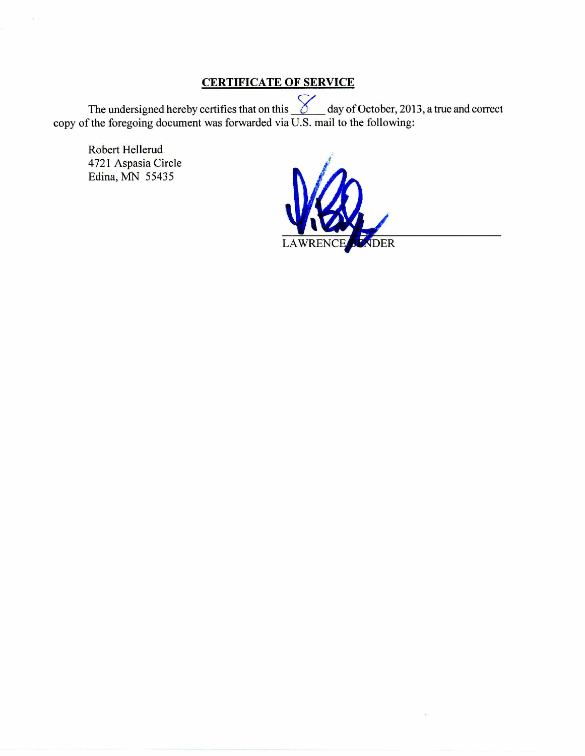## CERTIFICATE OF SERVICE

The undersigned hereby certifies that on this 8 day of October, 2013, a true and correct copy of the foregoing document was forwarded via U.S. mail to the following:

Robert Hellerud
4721 Aspasia Circle
Edina, MN 55435

LAWRENCE BENDER